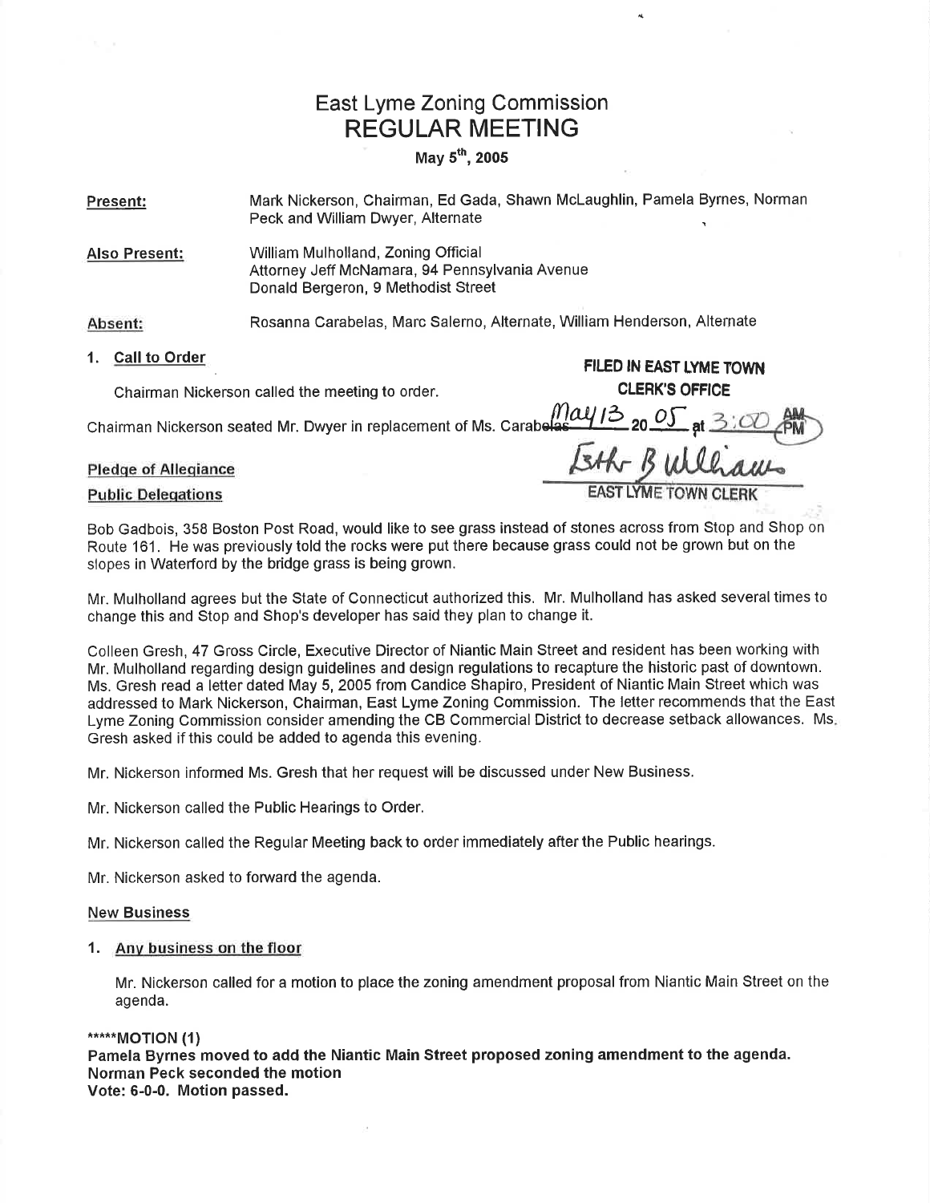# East Lyme Zoning Commission
## REGULAR MEETING

**May 5th, 2005**

**Present:** Mark Nickerson, Chairman, Ed Gada, Shawn McLaughlin, Pamela Byrnes, Norman Peck and William Dwyer, Alternate

**Also Present:** William Mulholland, Zoning Official
Attorney Jeff McNamara, 94 Pennsylvania Avenue
Donald Bergeron, 9 Methodist Street

**Absent:** Rosanna Carabelas, Marc Salerno, Alternate, William Henderson, Alternate

FILED IN EAST LYME TOWN CLERK'S OFFICE
May 13 20 05 at 3:00 PM
Esther B Williams
EAST LYME TOWN CLERK

1. **Call to Order**

   Chairman Nickerson called the meeting to order.

Chairman Nickerson seated Mr. Dwyer in replacement of Ms. Carabelas.

**Pledge of Allegiance**

**Public Delegations**

Bob Gadbois, 358 Boston Post Road, would like to see grass instead of stones across from Stop and Shop on Route 161. He was previously told the rocks were put there because grass could not be grown but on the slopes in Waterford by the bridge grass is being grown.

Mr. Mulholland agrees but the State of Connecticut authorized this. Mr. Mulholland has asked several times to change this and Stop and Shop's developer has said they plan to change it.

Colleen Gresh, 47 Gross Circle, Executive Director of Niantic Main Street and resident has been working with Mr. Mulholland regarding design guidelines and design regulations to recapture the historic past of downtown. Ms. Gresh read a letter dated May 5, 2005 from Candice Shapiro, President of Niantic Main Street which was addressed to Mark Nickerson, Chairman, East Lyme Zoning Commission. The letter recommends that the East Lyme Zoning Commission consider amending the CB Commercial District to decrease setback allowances. Ms. Gresh asked if this could be added to agenda this evening.

Mr. Nickerson informed Ms. Gresh that her request will be discussed under New Business.

Mr. Nickerson called the Public Hearings to Order.

Mr. Nickerson called the Regular Meeting back to order immediately after the Public hearings.

Mr. Nickerson asked to forward the agenda.

**New Business**

1. **Any business on the floor**

   Mr. Nickerson called for a motion to place the zoning amendment proposal from Niantic Main Street on the agenda.

**\*\*\*\*\*MOTION (1)**
**Pamela Byrnes moved to add the Niantic Main Street proposed zoning amendment to the agenda.**
**Norman Peck seconded the motion**
**Vote: 6-0-0. Motion passed.**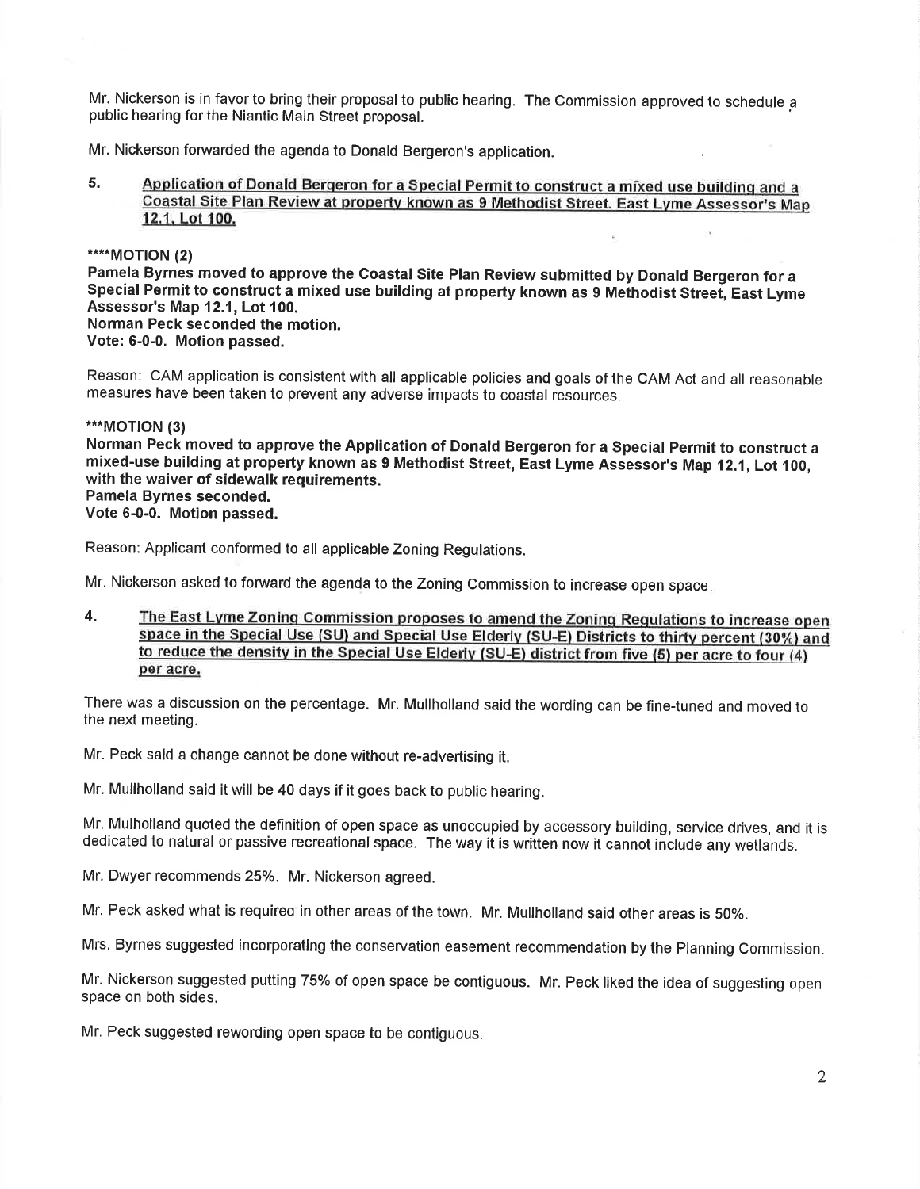Mr. Nickerson is in favor to bring their proposal to public hearing. The Commission approved to schedule a public hearing for the Niantic Main Street proposal.

Mr. Nickerson forwarded the agenda to Donald Bergeron's application.

5. **Application of Donald Bergeron for a Special Permit to construct a mixed use building and a Coastal Site Plan Review at property known as 9 Methodist Street. East Lyme Assessor's Map 12.1, Lot 100.**

**\*\*\*\*MOTION (2)**
**Pamela Byrnes moved to approve the Coastal Site Plan Review submitted by Donald Bergeron for a Special Permit to construct a mixed use building at property known as 9 Methodist Street, East Lyme Assessor's Map 12.1, Lot 100.**
**Norman Peck seconded the motion.**
**Vote: 6-0-0. Motion passed.**

Reason: CAM application is consistent with all applicable policies and goals of the CAM Act and all reasonable measures have been taken to prevent any adverse impacts to coastal resources.

**\*\*\*MOTION (3)**
**Norman Peck moved to approve the Application of Donald Bergeron for a Special Permit to construct a mixed-use building at property known as 9 Methodist Street, East Lyme Assessor's Map 12.1, Lot 100, with the waiver of sidewalk requirements.**
**Pamela Byrnes seconded.**
**Vote 6-0-0. Motion passed.**

Reason: Applicant conformed to all applicable Zoning Regulations.

Mr. Nickerson asked to forward the agenda to the Zoning Commission to increase open space.

4. **The East Lyme Zoning Commission proposes to amend the Zoning Regulations to increase open space in the Special Use (SU) and Special Use Elderly (SU-E) Districts to thirty percent (30%) and to reduce the density in the Special Use Elderly (SU-E) district from five (5) per acre to four (4) per acre.**

There was a discussion on the percentage. Mr. Mullholland said the wording can be fine-tuned and moved to the next meeting.

Mr. Peck said a change cannot be done without re-advertising it.

Mr. Mullholland said it will be 40 days if it goes back to public hearing.

Mr. Mulholland quoted the definition of open space as unoccupied by accessory building, service drives, and it is dedicated to natural or passive recreational space. The way it is written now it cannot include any wetlands.

Mr. Dwyer recommends 25%. Mr. Nickerson agreed.

Mr. Peck asked what is required in other areas of the town. Mr. Mullholland said other areas is 50%.

Mrs. Byrnes suggested incorporating the conservation easement recommendation by the Planning Commission.

Mr. Nickerson suggested putting 75% of open space be contiguous. Mr. Peck liked the idea of suggesting open space on both sides.

Mr. Peck suggested rewording open space to be contiguous.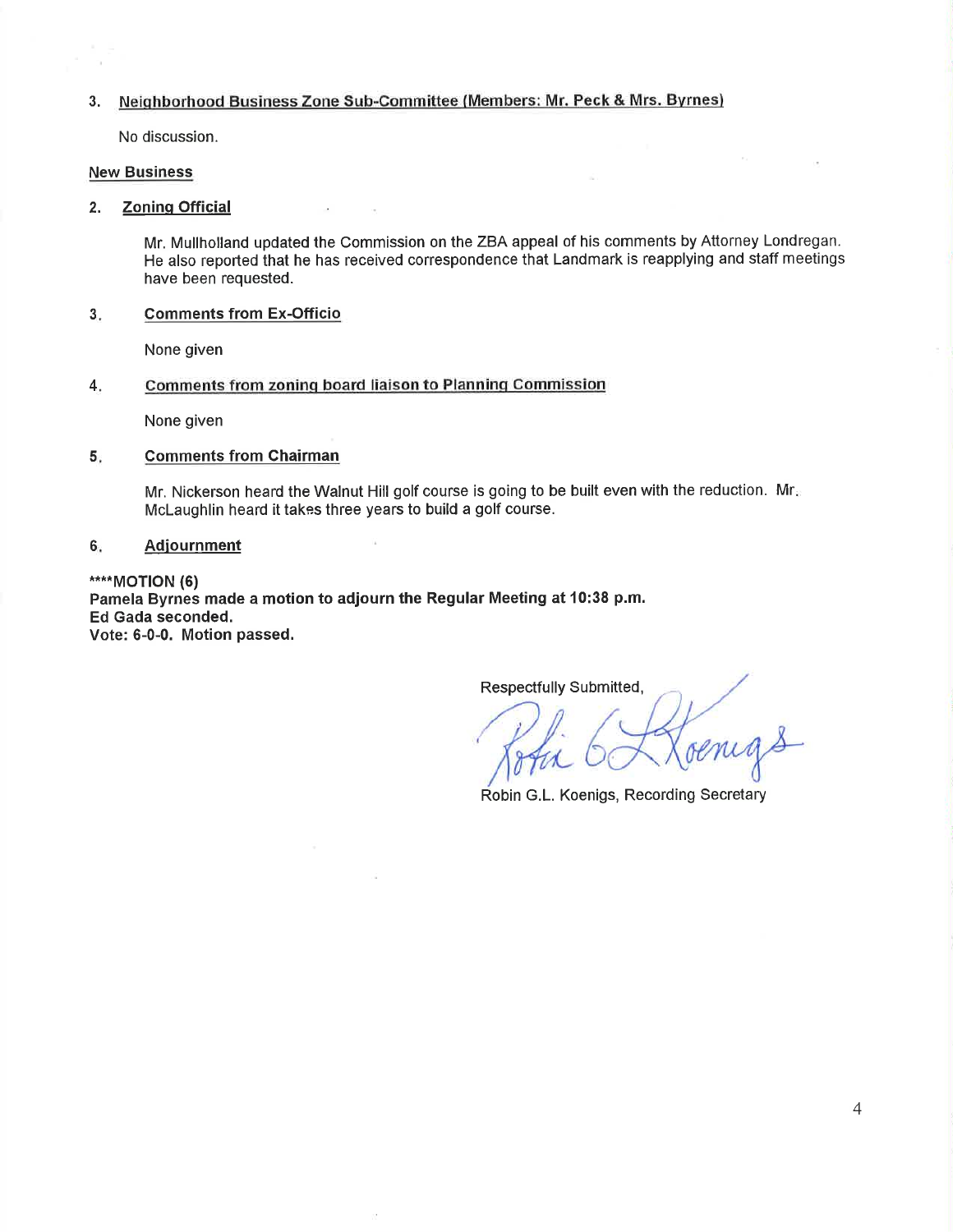3. **Neighborhood Business Zone Sub-Committee (Members: Mr. Peck & Mrs. Byrnes)**

   No discussion.

**New Business**

2. **Zoning Official**

   Mr. Mullholland updated the Commission on the ZBA appeal of his comments by Attorney Londregan. He also reported that he has received correspondence that Landmark is reapplying and staff meetings have been requested.

3. **Comments from Ex-Officio**

   None given

4. **Comments from zoning board liaison to Planning Commission**

   None given

5. **Comments from Chairman**

   Mr. Nickerson heard the Walnut Hill golf course is going to be built even with the reduction. Mr. McLaughlin heard it takes three years to build a golf course.

6. **Adjournment**

**\*\*\*\*MOTION (6)**
**Pamela Byrnes made a motion to adjourn the Regular Meeting at 10:38 p.m.**
**Ed Gada seconded.**
**Vote: 6-0-0. Motion passed.**

Respectfully Submitted,

Robin G.L. Koenigs, Recording Secretary